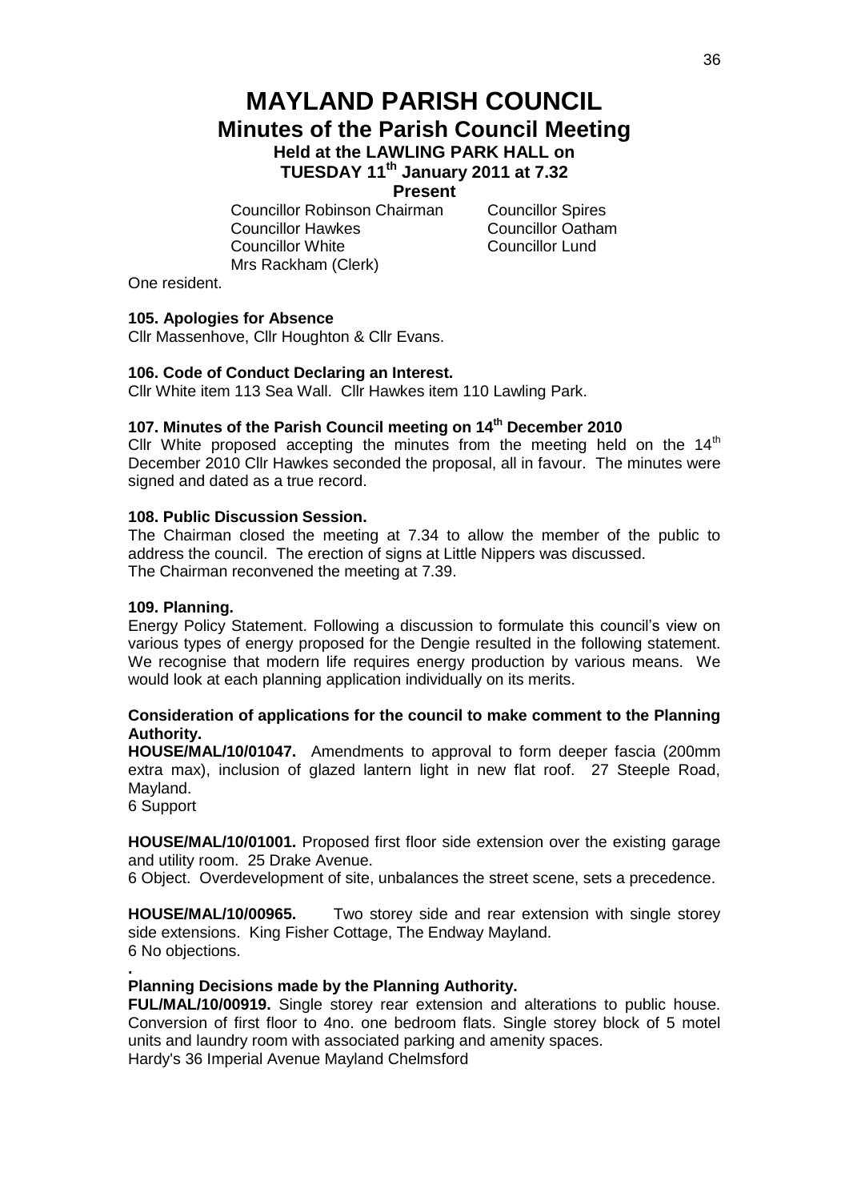# MAYLAND PARISH COUNCIL

## Minutes of the Parish Council Meeting

### Held at the LAWLING PARK HALL on TUESDAY 11th January 2011 at 7.32

**Present**

Councillor Robinson Chairman
Councillor Spires
Councillor Hawkes
Councillor Oatham
Councillor White
Councillor Lund
Mrs Rackham (Clerk)

One resident.

**105. Apologies for Absence**

Cllr Massenhove, Cllr Houghton & Cllr Evans.

**106. Code of Conduct Declaring an Interest.**

Cllr White item 113 Sea Wall. Cllr Hawkes item 110 Lawling Park.

**107. Minutes of the Parish Council meeting on 14th December 2010**

Cllr White proposed accepting the minutes from the meeting held on the 14th December 2010 Cllr Hawkes seconded the proposal, all in favour. The minutes were signed and dated as a true record.

**108. Public Discussion Session.**

The Chairman closed the meeting at 7.34 to allow the member of the public to address the council. The erection of signs at Little Nippers was discussed.
The Chairman reconvened the meeting at 7.39.

**109. Planning.**

Energy Policy Statement. Following a discussion to formulate this council's view on various types of energy proposed for the Dengie resulted in the following statement. We recognise that modern life requires energy production by various means. We would look at each planning application individually on its merits.

**Consideration of applications for the council to make comment to the Planning Authority.**

**HOUSE/MAL/10/01047.** Amendments to approval to form deeper fascia (200mm extra max), inclusion of glazed lantern light in new flat roof. 27 Steeple Road, Mayland.
6 Support

**HOUSE/MAL/10/01001.** Proposed first floor side extension over the existing garage and utility room. 25 Drake Avenue.
6 Object. Overdevelopment of site, unbalances the street scene, sets a precedence.

**HOUSE/MAL/10/00965.** Two storey side and rear extension with single storey side extensions. King Fisher Cottage, The Endway Mayland.
6 No objections.

.

**Planning Decisions made by the Planning Authority.**

**FUL/MAL/10/00919.** Single storey rear extension and alterations to public house. Conversion of first floor to 4no. one bedroom flats. Single storey block of 5 motel units and laundry room with associated parking and amenity spaces.
Hardy's 36 Imperial Avenue Mayland Chelmsford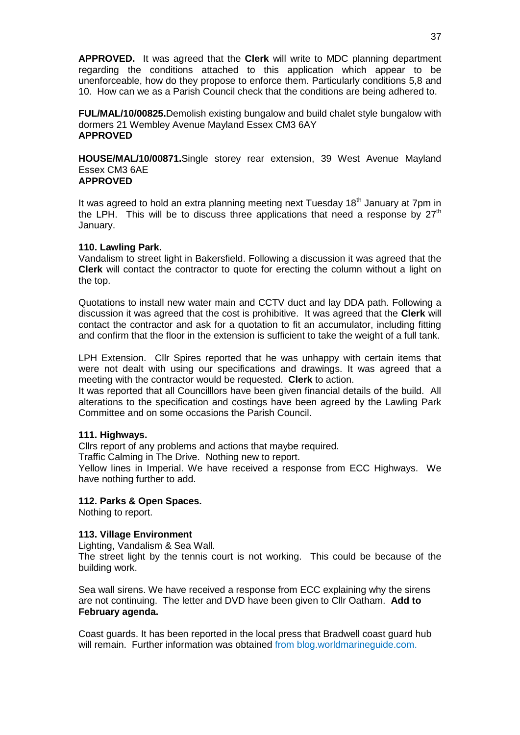**APPROVED.** It was agreed that the **Clerk** will write to MDC planning department regarding the conditions attached to this application which appear to be unenforceable, how do they propose to enforce them. Particularly conditions 5,8 and 10. How can we as a Parish Council check that the conditions are being adhered to.

**FUL/MAL/10/00825.**Demolish existing bungalow and build chalet style bungalow with dormers 21 Wembley Avenue Mayland Essex CM3 6AY
**APPROVED**

**HOUSE/MAL/10/00871.**Single storey rear extension, 39 West Avenue Mayland Essex CM3 6AE
**APPROVED**

It was agreed to hold an extra planning meeting next Tuesday 18th January at 7pm in the LPH. This will be to discuss three applications that need a response by 27th January.

**110. Lawling Park.**
Vandalism to street light in Bakersfield. Following a discussion it was agreed that the **Clerk** will contact the contractor to quote for erecting the column without a light on the top.

Quotations to install new water main and CCTV duct and lay DDA path. Following a discussion it was agreed that the cost is prohibitive. It was agreed that the **Clerk** will contact the contractor and ask for a quotation to fit an accumulator, including fitting and confirm that the floor in the extension is sufficient to take the weight of a full tank.

LPH Extension. Cllr Spires reported that he was unhappy with certain items that were not dealt with using our specifications and drawings. It was agreed that a meeting with the contractor would be requested. **Clerk** to action.
It was reported that all Councilllors have been given financial details of the build. All alterations to the specification and costings have been agreed by the Lawling Park Committee and on some occasions the Parish Council.

**111. Highways.**
Cllrs report of any problems and actions that maybe required.
Traffic Calming in The Drive. Nothing new to report.
Yellow lines in Imperial. We have received a response from ECC Highways. We have nothing further to add.

**112. Parks & Open Spaces.**
Nothing to report.

**113. Village Environment**
Lighting, Vandalism & Sea Wall.
The street light by the tennis court is not working. This could be because of the building work.

Sea wall sirens. We have received a response from ECC explaining why the sirens are not continuing. The letter and DVD have been given to Cllr Oatham. **Add to February agenda.**

Coast guards. It has been reported in the local press that Bradwell coast guard hub will remain. Further information was obtained from blog.worldmarineguide.com.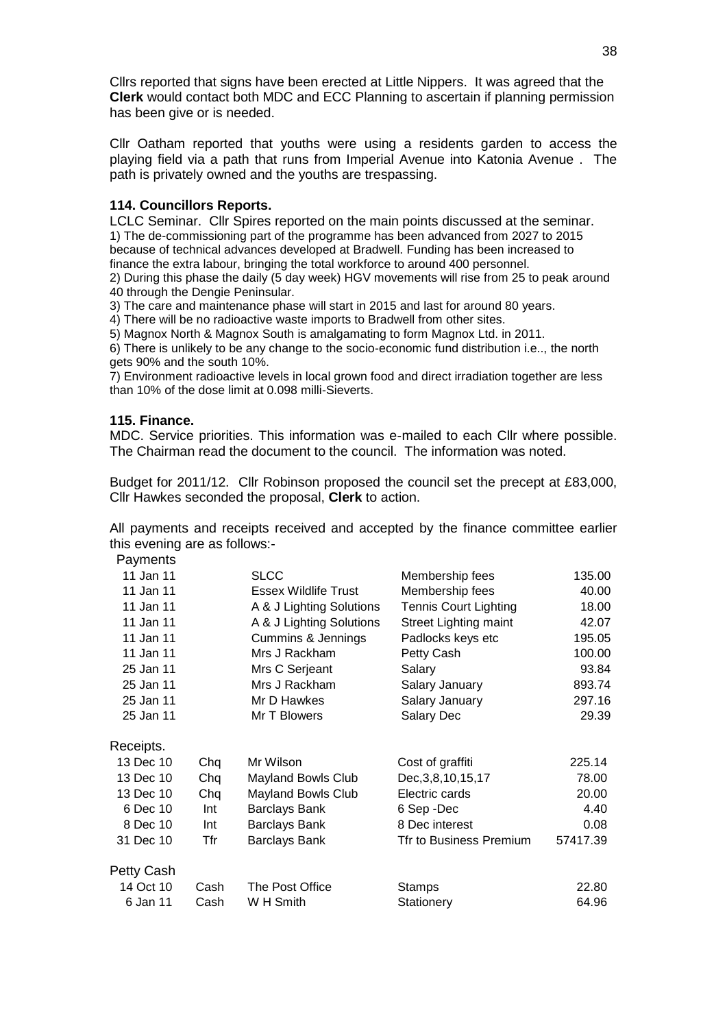Cllrs reported that signs have been erected at Little Nippers. It was agreed that the **Clerk** would contact both MDC and ECC Planning to ascertain if planning permission has been give or is needed.

Cllr Oatham reported that youths were using a residents garden to access the playing field via a path that runs from Imperial Avenue into Katonia Avenue . The path is privately owned and the youths are trespassing.

**114. Councillors Reports.**

LCLC Seminar. Cllr Spires reported on the main points discussed at the seminar.

1) The de-commissioning part of the programme has been advanced from 2027 to 2015 because of technical advances developed at Bradwell. Funding has been increased to finance the extra labour, bringing the total workforce to around 400 personnel.
2) During this phase the daily (5 day week) HGV movements will rise from 25 to peak around 40 through the Dengie Peninsular.
3) The care and maintenance phase will start in 2015 and last for around 80 years.
4) There will be no radioactive waste imports to Bradwell from other sites.
5) Magnox North & Magnox South is amalgamating to form Magnox Ltd. in 2011.
6) There is unlikely to be any change to the socio-economic fund distribution i.e.., the north gets 90% and the south 10%.
7) Environment radioactive levels in local grown food and direct irradiation together are less than 10% of the dose limit at 0.098 milli-Sieverts.

**115. Finance.**

MDC. Service priorities. This information was e-mailed to each Cllr where possible. The Chairman read the document to the council. The information was noted.

Budget for 2011/12. Cllr Robinson proposed the council set the precept at £83,000, Cllr Hawkes seconded the proposal, **Clerk** to action.

All payments and receipts received and accepted by the finance committee earlier this evening are as follows:-

Payments

| Date | | Payee | Description | Amount |
|---|---|---|---|---|
| 11 Jan 11 | | SLCC | Membership fees | 135.00 |
| 11 Jan 11 | | Essex Wildlife Trust | Membership fees | 40.00 |
| 11 Jan 11 | | A & J Lighting Solutions | Tennis Court Lighting | 18.00 |
| 11 Jan 11 | | A & J Lighting Solutions | Street Lighting maint | 42.07 |
| 11 Jan 11 | | Cummins & Jennings | Padlocks keys etc | 195.05 |
| 11 Jan 11 | | Mrs J Rackham | Petty Cash | 100.00 |
| 25 Jan 11 | | Mrs C Serjeant | Salary | 93.84 |
| 25 Jan 11 | | Mrs J Rackham | Salary January | 893.74 |
| 25 Jan 11 | | Mr D Hawkes | Salary January | 297.16 |
| 25 Jan 11 | | Mr T Blowers | Salary Dec | 29.39 |

Receipts.

| Date | Type | Payer | Description | Amount |
|---|---|---|---|---|
| 13 Dec 10 | Chq | Mr Wilson | Cost of graffiti | 225.14 |
| 13 Dec 10 | Chq | Mayland Bowls Club | Dec,3,8,10,15,17 | 78.00 |
| 13 Dec 10 | Chq | Mayland Bowls Club | Electric cards | 20.00 |
| 6 Dec 10 | Int | Barclays Bank | 6 Sep -Dec | 4.40 |
| 8 Dec 10 | Int | Barclays Bank | 8 Dec interest | 0.08 |
| 31 Dec 10 | Tfr | Barclays Bank | Tfr to Business Premium | 57417.39 |

Petty Cash

| Date | Type | Payee | Description | Amount |
|---|---|---|---|---|
| 14 Oct 10 | Cash | The Post Office | Stamps | 22.80 |
| 6 Jan 11 | Cash | W H Smith | Stationery | 64.96 |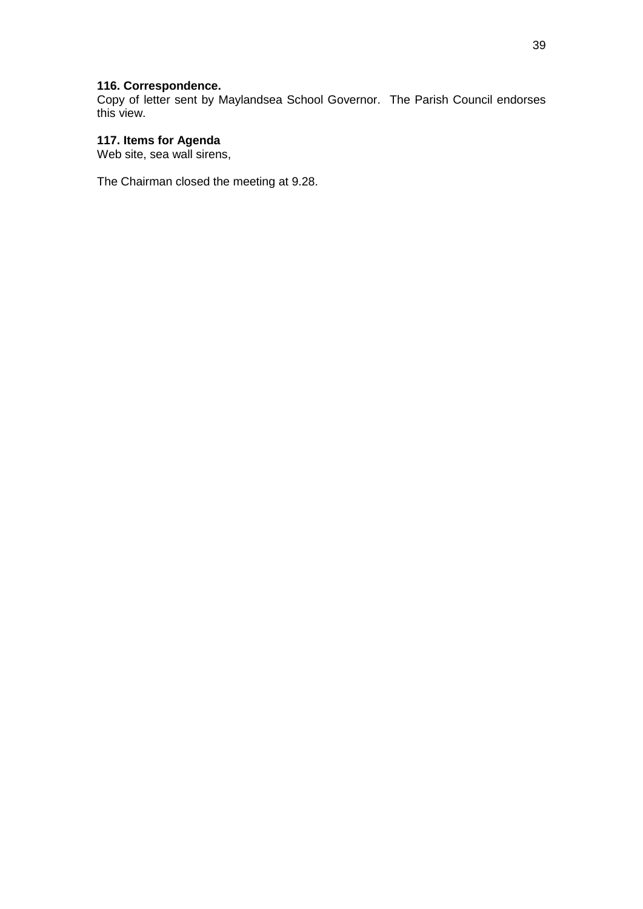**116. Correspondence.**
Copy of letter sent by Maylandsea School Governor. The Parish Council endorses this view.

**117. Items for Agenda**
Web site, sea wall sirens,

The Chairman closed the meeting at 9.28.